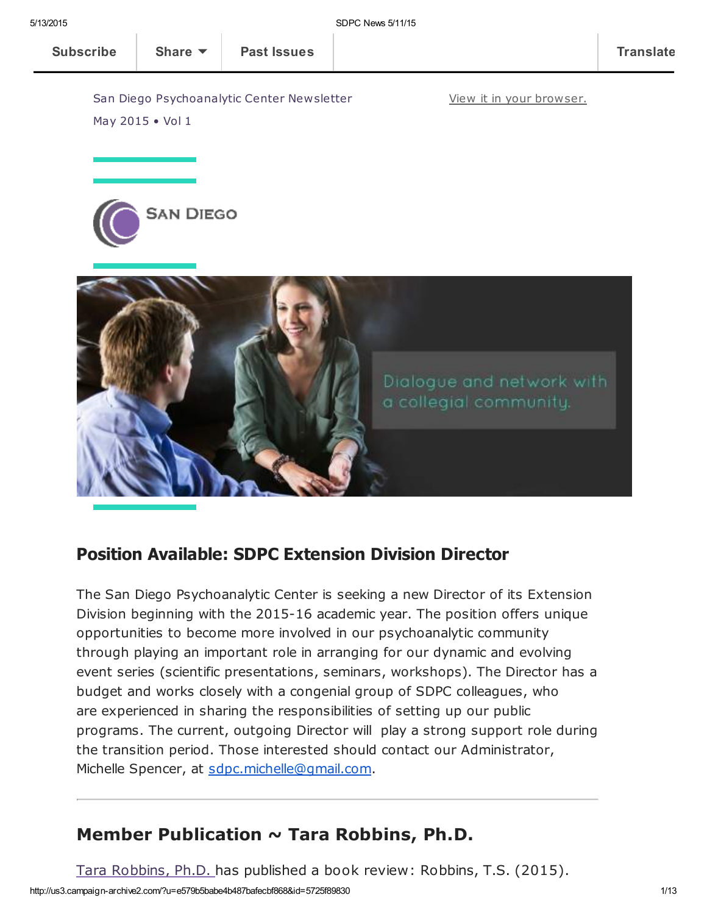Subscribe | Share | Past Issues | Translate

San Diego Psychoanalytic Center Newsletter

May 2015 • Vol 1

View it in your browser.

SAN DIEGO

Dialogue and network with a collegial community.

## Position Available: SDPC Extension Division Director

The San Diego Psychoanalytic Center is seeking a new Director of its Extension Division beginning with the 2015-16 academic year. The position offers unique opportunities to become more involved in our psychoanalytic community through playing an important role in arranging for our dynamic and evolving event series (scientific presentations, seminars, workshops). The Director has a budget and works closely with a congenial group of SDPC colleagues, who are experienced in sharing the responsibilities of setting up our public programs. The current, outgoing Director will play a strong support role during the transition period. Those interested should contact our Administrator, Michelle Spencer, at sdpc.michelle@gmail.com.

---

## Member Publication ~ Tara Robbins, Ph.D.

Tara Robbins, Ph.D. has published a book review: Robbins, T.S. (2015).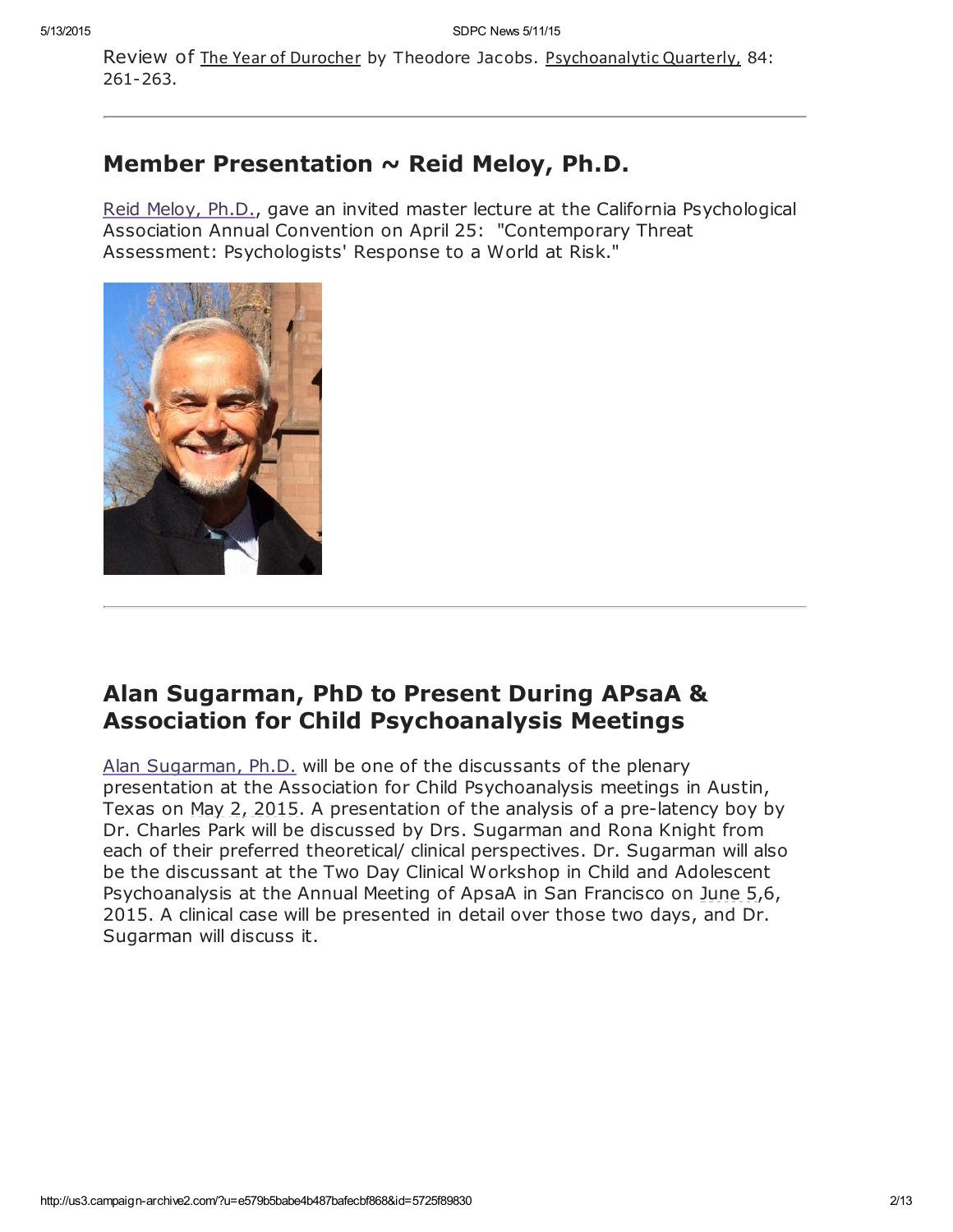Review of The Year of Durocher by Theodore Jacobs. Psychoanalytic Quarterly, 84: 261-263.

---

## Member Presentation ~ Reid Meloy, Ph.D.

Reid Meloy, Ph.D., gave an invited master lecture at the California Psychological Association Annual Convention on April 25: "Contemporary Threat Assessment: Psychologists' Response to a World at Risk."

---

## Alan Sugarman, PhD to Present During APsaA & Association for Child Psychoanalysis Meetings

Alan Sugarman, Ph.D. will be one of the discussants of the plenary presentation at the Association for Child Psychoanalysis meetings in Austin, Texas on May 2, 2015. A presentation of the analysis of a pre-latency boy by Dr. Charles Park will be discussed by Drs. Sugarman and Rona Knight from each of their preferred theoretical/ clinical perspectives. Dr. Sugarman will also be the discussant at the Two Day Clinical Workshop in Child and Adolescent Psychoanalysis at the Annual Meeting of ApsaA in San Francisco on June 5,6, 2015. A clinical case will be presented in detail over those two days, and Dr. Sugarman will discuss it.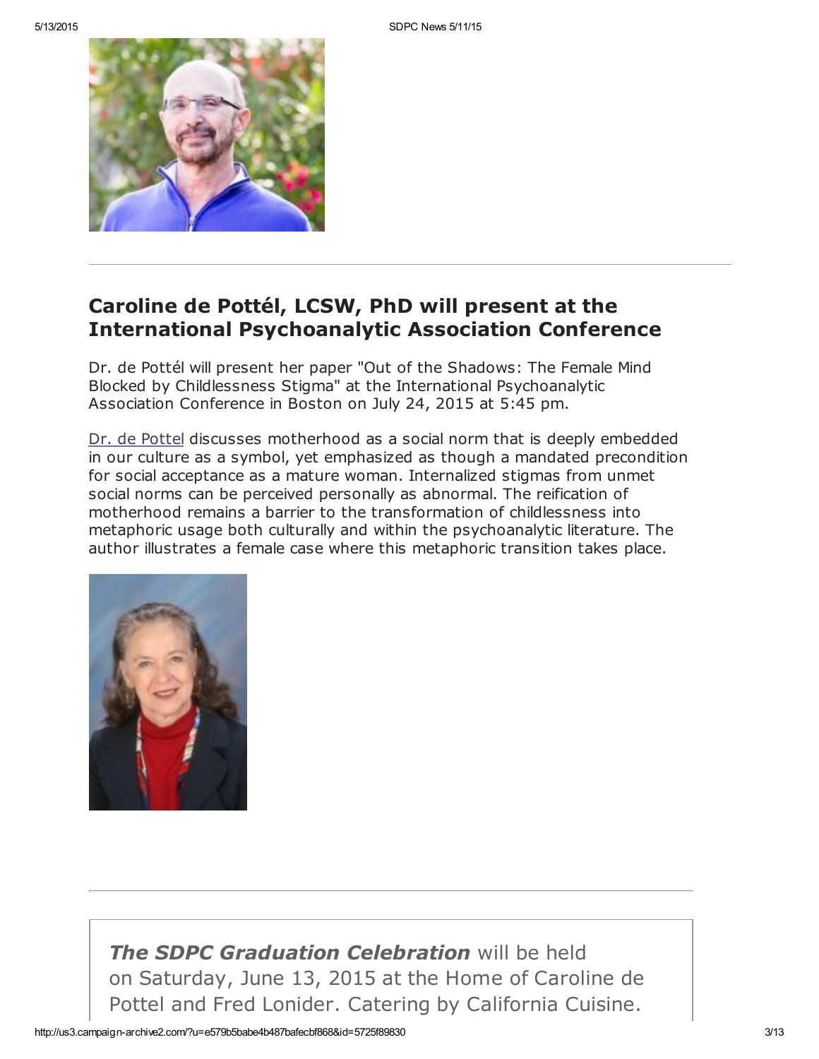## Caroline de Pottél, LCSW, PhD will present at the International Psychoanalytic Association Conference

Dr. de Pottél will present her paper "Out of the Shadows: The Female Mind Blocked by Childlessness Stigma" at the International Psychoanalytic Association Conference in Boston on July 24, 2015 at 5:45 pm.

Dr. de Pottel discusses motherhood as a social norm that is deeply embedded in our culture as a symbol, yet emphasized as though a mandated precondition for social acceptance as a mature woman. Internalized stigmas from unmet social norms can be perceived personally as abnormal. The reification of motherhood remains a barrier to the transformation of childlessness into metaphoric usage both culturally and within the psychoanalytic literature. The author illustrates a female case where this metaphoric transition takes place.

---

***The SDPC Graduation Celebration*** will be held on Saturday, June 13, 2015 at the Home of Caroline de Pottel and Fred Lonider. Catering by California Cuisine.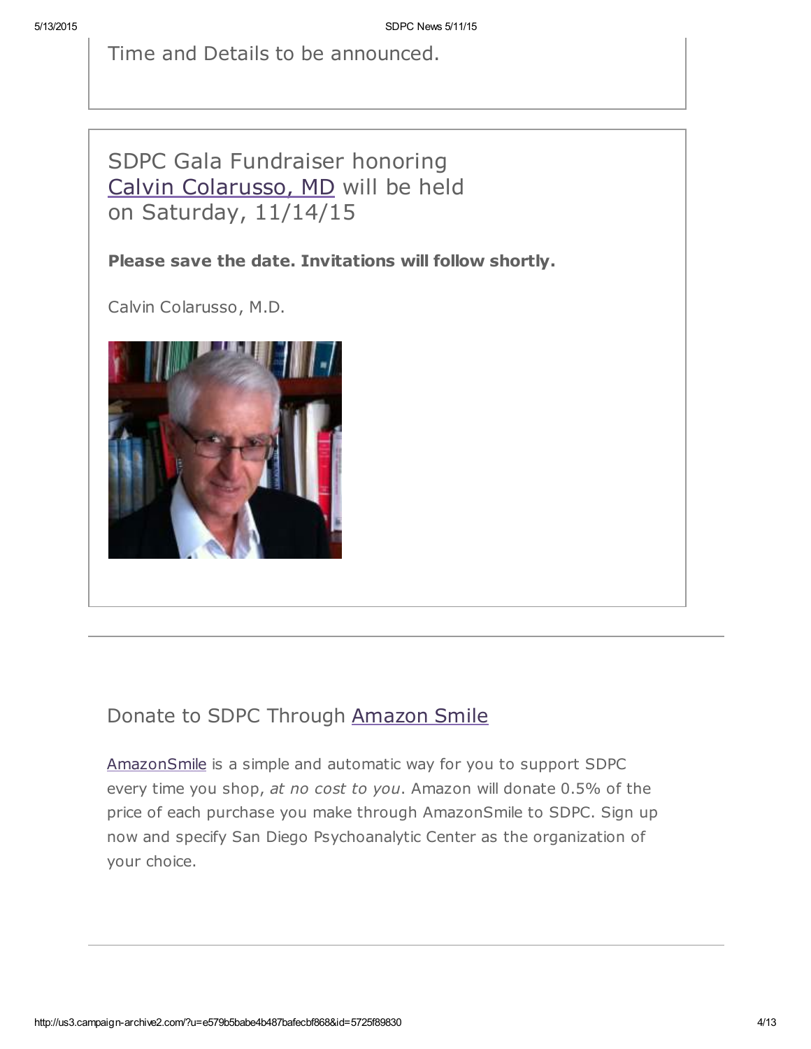Time and Details to be announced.

## SDPC Gala Fundraiser honoring Calvin Colarusso, MD will be held on Saturday, 11/14/15

**Please save the date. Invitations will follow shortly.**

Calvin Colarusso, M.D.

---

## Donate to SDPC Through Amazon Smile

AmazonSmile is a simple and automatic way for you to support SDPC every time you shop, *at no cost to you*. Amazon will donate 0.5% of the price of each purchase you make through AmazonSmile to SDPC. Sign up now and specify San Diego Psychoanalytic Center as the organization of your choice.

---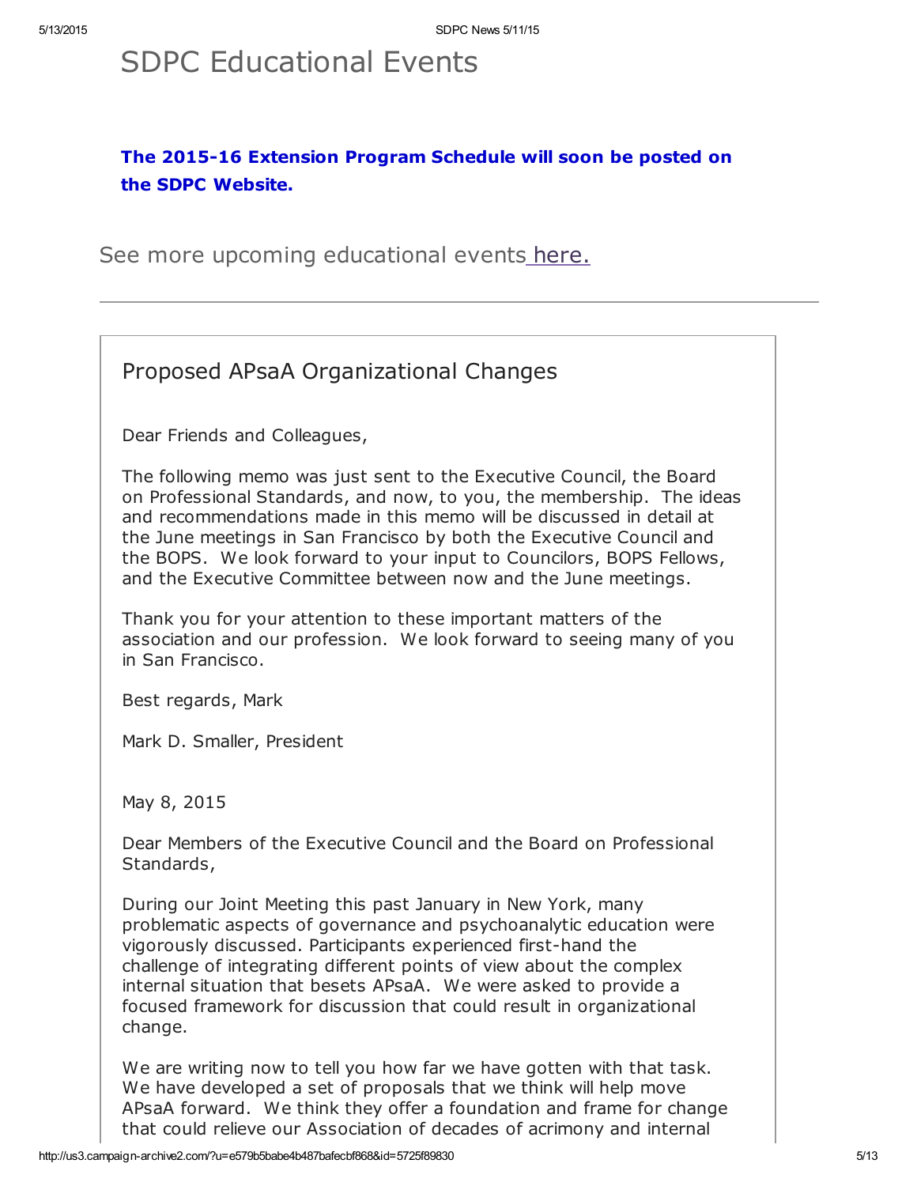# SDPC Educational Events

**The 2015-16 Extension Program Schedule will soon be posted on the SDPC Website.**

See more upcoming educational events here.

---

## Proposed APsaA Organizational Changes

Dear Friends and Colleagues,

The following memo was just sent to the Executive Council, the Board on Professional Standards, and now, to you, the membership. The ideas and recommendations made in this memo will be discussed in detail at the June meetings in San Francisco by both the Executive Council and the BOPS. We look forward to your input to Councilors, BOPS Fellows, and the Executive Committee between now and the June meetings.

Thank you for your attention to these important matters of the association and our profession. We look forward to seeing many of you in San Francisco.

Best regards, Mark

Mark D. Smaller, President

May 8, 2015

Dear Members of the Executive Council and the Board on Professional Standards,

During our Joint Meeting this past January in New York, many problematic aspects of governance and psychoanalytic education were vigorously discussed. Participants experienced first-hand the challenge of integrating different points of view about the complex internal situation that besets APsaA. We were asked to provide a focused framework for discussion that could result in organizational change.

We are writing now to tell you how far we have gotten with that task. We have developed a set of proposals that we think will help move APsaA forward. We think they offer a foundation and frame for change that could relieve our Association of decades of acrimony and internal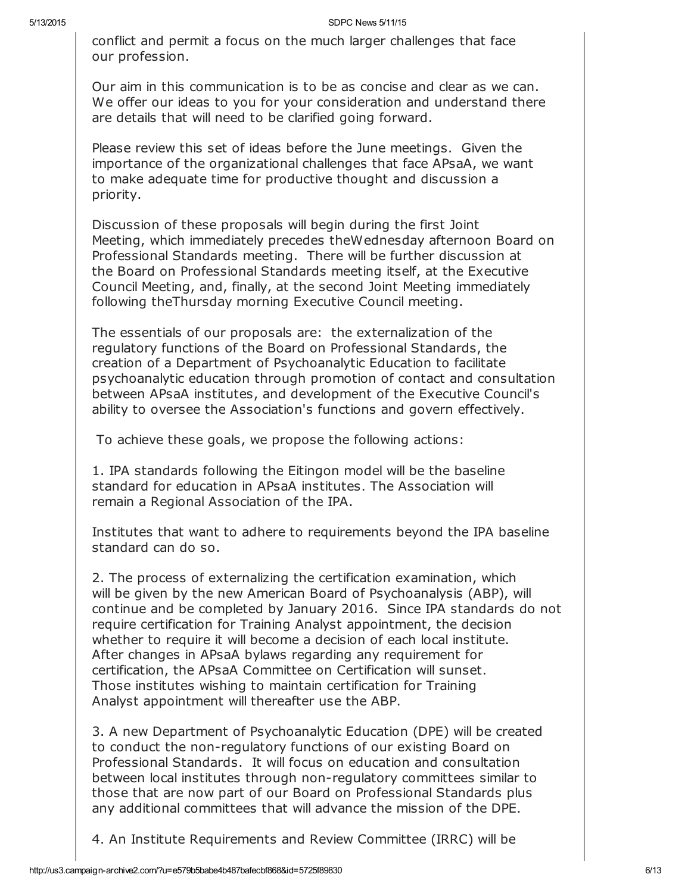conflict and permit a focus on the much larger challenges that face our profession.

Our aim in this communication is to be as concise and clear as we can. We offer our ideas to you for your consideration and understand there are details that will need to be clarified going forward.

Please review this set of ideas before the June meetings. Given the importance of the organizational challenges that face APsaA, we want to make adequate time for productive thought and discussion a priority.

Discussion of these proposals will begin during the first Joint Meeting, which immediately precedes theWednesday afternoon Board on Professional Standards meeting. There will be further discussion at the Board on Professional Standards meeting itself, at the Executive Council Meeting, and, finally, at the second Joint Meeting immediately following theThursday morning Executive Council meeting.

The essentials of our proposals are: the externalization of the regulatory functions of the Board on Professional Standards, the creation of a Department of Psychoanalytic Education to facilitate psychoanalytic education through promotion of contact and consultation between APsaA institutes, and development of the Executive Council's ability to oversee the Association's functions and govern effectively.

To achieve these goals, we propose the following actions:

1. IPA standards following the Eitingon model will be the baseline standard for education in APsaA institutes. The Association will remain a Regional Association of the IPA.

Institutes that want to adhere to requirements beyond the IPA baseline standard can do so.

2. The process of externalizing the certification examination, which will be given by the new American Board of Psychoanalysis (ABP), will continue and be completed by January 2016. Since IPA standards do not require certification for Training Analyst appointment, the decision whether to require it will become a decision of each local institute. After changes in APsaA bylaws regarding any requirement for certification, the APsaA Committee on Certification will sunset. Those institutes wishing to maintain certification for Training Analyst appointment will thereafter use the ABP.

3. A new Department of Psychoanalytic Education (DPE) will be created to conduct the non-regulatory functions of our existing Board on Professional Standards. It will focus on education and consultation between local institutes through non-regulatory committees similar to those that are now part of our Board on Professional Standards plus any additional committees that will advance the mission of the DPE.

4. An Institute Requirements and Review Committee (IRRC) will be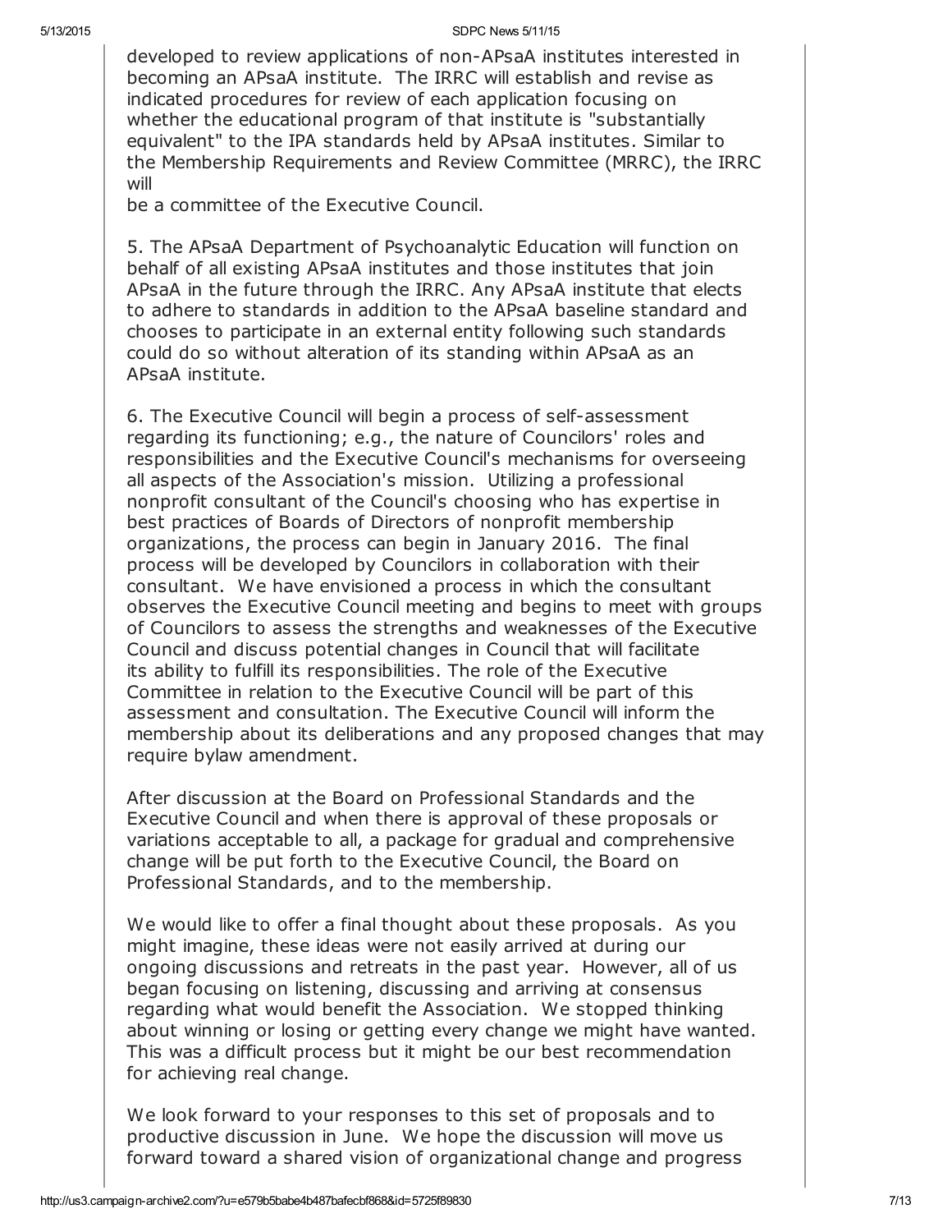developed to review applications of non-APsaA institutes interested in becoming an APsaA institute. The IRRC will establish and revise as indicated procedures for review of each application focusing on whether the educational program of that institute is "substantially equivalent" to the IPA standards held by APsaA institutes. Similar to the Membership Requirements and Review Committee (MRRC), the IRRC will be a committee of the Executive Council.

5. The APsaA Department of Psychoanalytic Education will function on behalf of all existing APsaA institutes and those institutes that join APsaA in the future through the IRRC. Any APsaA institute that elects to adhere to standards in addition to the APsaA baseline standard and chooses to participate in an external entity following such standards could do so without alteration of its standing within APsaA as an APsaA institute.

6. The Executive Council will begin a process of self-assessment regarding its functioning; e.g., the nature of Councilors' roles and responsibilities and the Executive Council's mechanisms for overseeing all aspects of the Association's mission. Utilizing a professional nonprofit consultant of the Council's choosing who has expertise in best practices of Boards of Directors of nonprofit membership organizations, the process can begin in January 2016. The final process will be developed by Councilors in collaboration with their consultant. We have envisioned a process in which the consultant observes the Executive Council meeting and begins to meet with groups of Councilors to assess the strengths and weaknesses of the Executive Council and discuss potential changes in Council that will facilitate its ability to fulfill its responsibilities. The role of the Executive Committee in relation to the Executive Council will be part of this assessment and consultation. The Executive Council will inform the membership about its deliberations and any proposed changes that may require bylaw amendment.

After discussion at the Board on Professional Standards and the Executive Council and when there is approval of these proposals or variations acceptable to all, a package for gradual and comprehensive change will be put forth to the Executive Council, the Board on Professional Standards, and to the membership.

We would like to offer a final thought about these proposals. As you might imagine, these ideas were not easily arrived at during our ongoing discussions and retreats in the past year. However, all of us began focusing on listening, discussing and arriving at consensus regarding what would benefit the Association. We stopped thinking about winning or losing or getting every change we might have wanted. This was a difficult process but it might be our best recommendation for achieving real change.

We look forward to your responses to this set of proposals and to productive discussion in June. We hope the discussion will move us forward toward a shared vision of organizational change and progress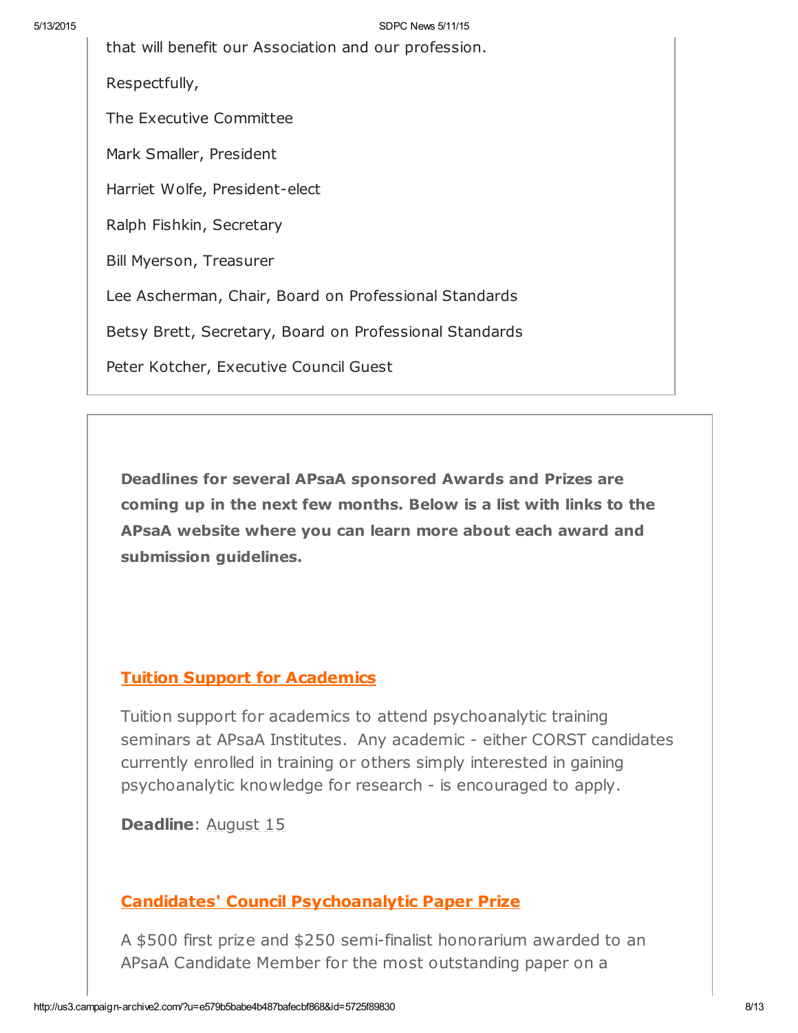that will benefit our Association and our profession.

Respectfully,

The Executive Committee

Mark Smaller, President

Harriet Wolfe, President-elect

Ralph Fishkin, Secretary

Bill Myerson, Treasurer

Lee Ascherman, Chair, Board on Professional Standards

Betsy Brett, Secretary, Board on Professional Standards

Peter Kotcher, Executive Council Guest

**Deadlines for several APsaA sponsored Awards and Prizes are coming up in the next few months. Below is a list with links to the APsaA website where you can learn more about each award and submission guidelines.**

### Tuition Support for Academics

Tuition support for academics to attend psychoanalytic training seminars at APsaA Institutes. Any academic - either CORST candidates currently enrolled in training or others simply interested in gaining psychoanalytic knowledge for research - is encouraged to apply.

**Deadline**: August 15

### Candidates' Council Psychoanalytic Paper Prize

A $500 first prize and $250 semi-finalist honorarium awarded to an APsaA Candidate Member for the most outstanding paper on a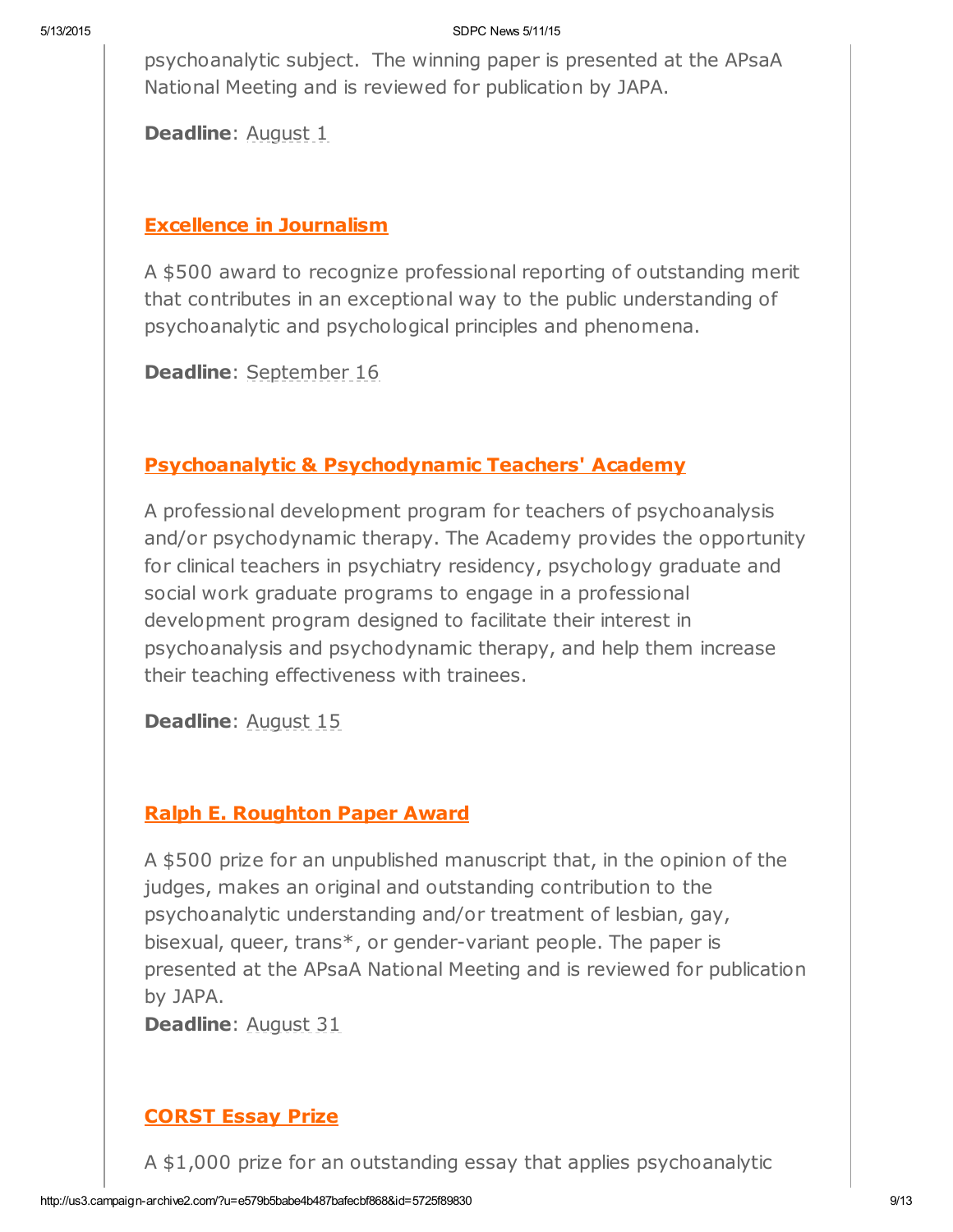psychoanalytic subject. The winning paper is presented at the APsaA National Meeting and is reviewed for publication by JAPA.

**Deadline**: August 1

### Excellence in Journalism

A $500 award to recognize professional reporting of outstanding merit that contributes in an exceptional way to the public understanding of psychoanalytic and psychological principles and phenomena.

**Deadline**: September 16

### Psychoanalytic & Psychodynamic Teachers' Academy

A professional development program for teachers of psychoanalysis and/or psychodynamic therapy. The Academy provides the opportunity for clinical teachers in psychiatry residency, psychology graduate and social work graduate programs to engage in a professional development program designed to facilitate their interest in psychoanalysis and psychodynamic therapy, and help them increase their teaching effectiveness with trainees.

**Deadline**: August 15

### Ralph E. Roughton Paper Award

A $500 prize for an unpublished manuscript that, in the opinion of the judges, makes an original and outstanding contribution to the psychoanalytic understanding and/or treatment of lesbian, gay, bisexual, queer, trans*, or gender-variant people. The paper is presented at the APsaA National Meeting and is reviewed for publication by JAPA.
**Deadline**: August 31

### CORST Essay Prize

A $1,000 prize for an outstanding essay that applies psychoanalytic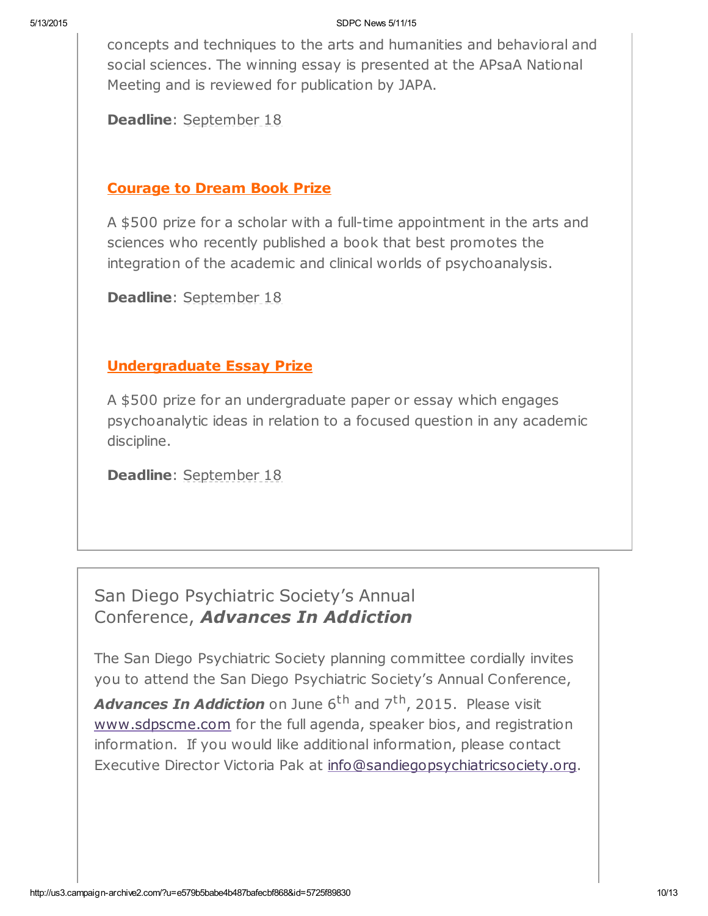concepts and techniques to the arts and humanities and behavioral and social sciences. The winning essay is presented at the APsaA National Meeting and is reviewed for publication by JAPA.

**Deadline**: September 18

### Courage to Dream Book Prize

A $500 prize for a scholar with a full-time appointment in the arts and sciences who recently published a book that best promotes the integration of the academic and clinical worlds of psychoanalysis.

**Deadline**: September 18

### Undergraduate Essay Prize

A $500 prize for an undergraduate paper or essay which engages psychoanalytic ideas in relation to a focused question in any academic discipline.

**Deadline**: September 18

## San Diego Psychiatric Society's Annual Conference, ***Advances In Addiction***

The San Diego Psychiatric Society planning committee cordially invites you to attend the San Diego Psychiatric Society's Annual Conference, ***Advances In Addiction*** on June 6th and 7th, 2015. Please visit www.sdpscme.com for the full agenda, speaker bios, and registration information. If you would like additional information, please contact Executive Director Victoria Pak at info@sandiegopsychiatricsociety.org.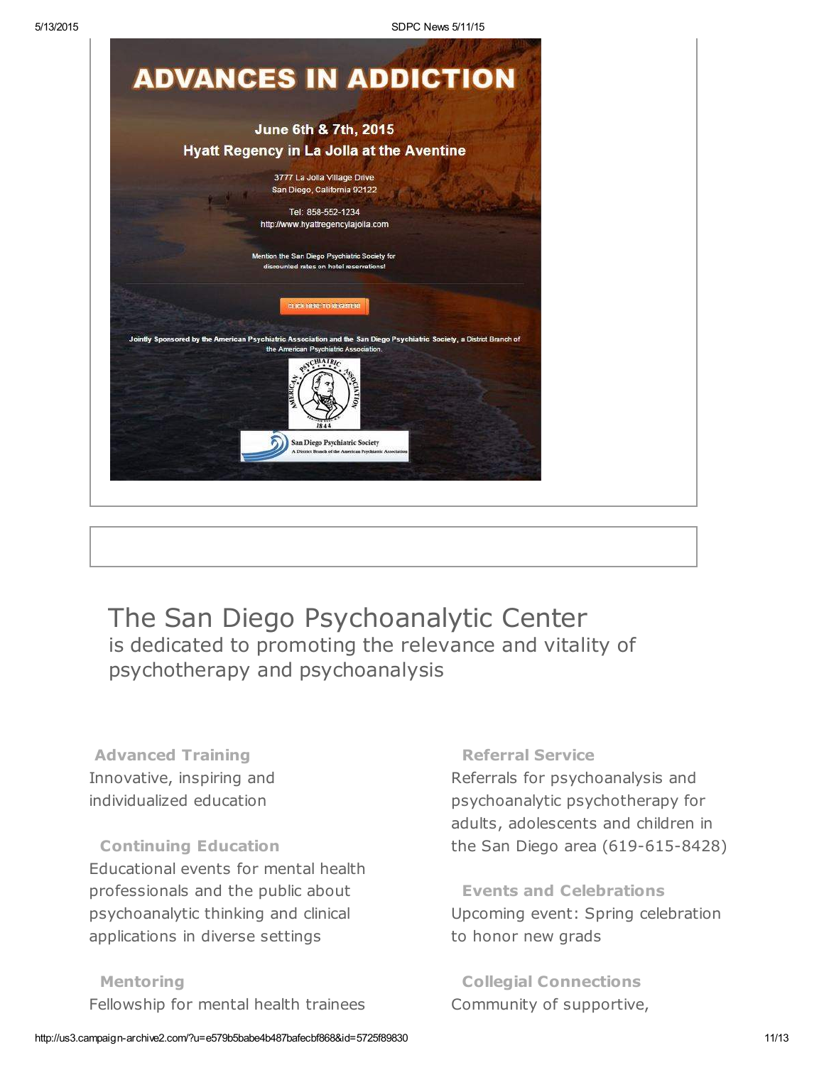# ADVANCES IN ADDICTION

**June 6th & 7th, 2015**

**Hyatt Regency in La Jolla at the Aventine**

3777 La Jolla Village Drive
San Diego, California 92122

Tel: 858-552-1234
http://www.hyattregencylajolla.com

Mention the San Diego Psychiatric Society for discounted rates on hotel reservations!

CLICK HERE TO REGISTER!

**Jointly Sponsored by the American Psychiatric Association and the San Diego Psychiatric Society**, a District Branch of the American Psychiatric Association.

AMERICAN PSYCHIATRIC ASSOCIATION 1844

San Diego Psychiatric Society
A District Branch of the American Psychiatric Association

## The San Diego Psychoanalytic Center

is dedicated to promoting the relevance and vitality of psychotherapy and psychoanalysis

**Advanced Training**
Innovative, inspiring and individualized education

**Continuing Education**
Educational events for mental health professionals and the public about psychoanalytic thinking and clinical applications in diverse settings

**Mentoring**
Fellowship for mental health trainees

**Referral Service**
Referrals for psychoanalysis and psychoanalytic psychotherapy for adults, adolescents and children in the San Diego area (619-615-8428)

**Events and Celebrations**
Upcoming event: Spring celebration to honor new grads

**Collegial Connections**
Community of supportive,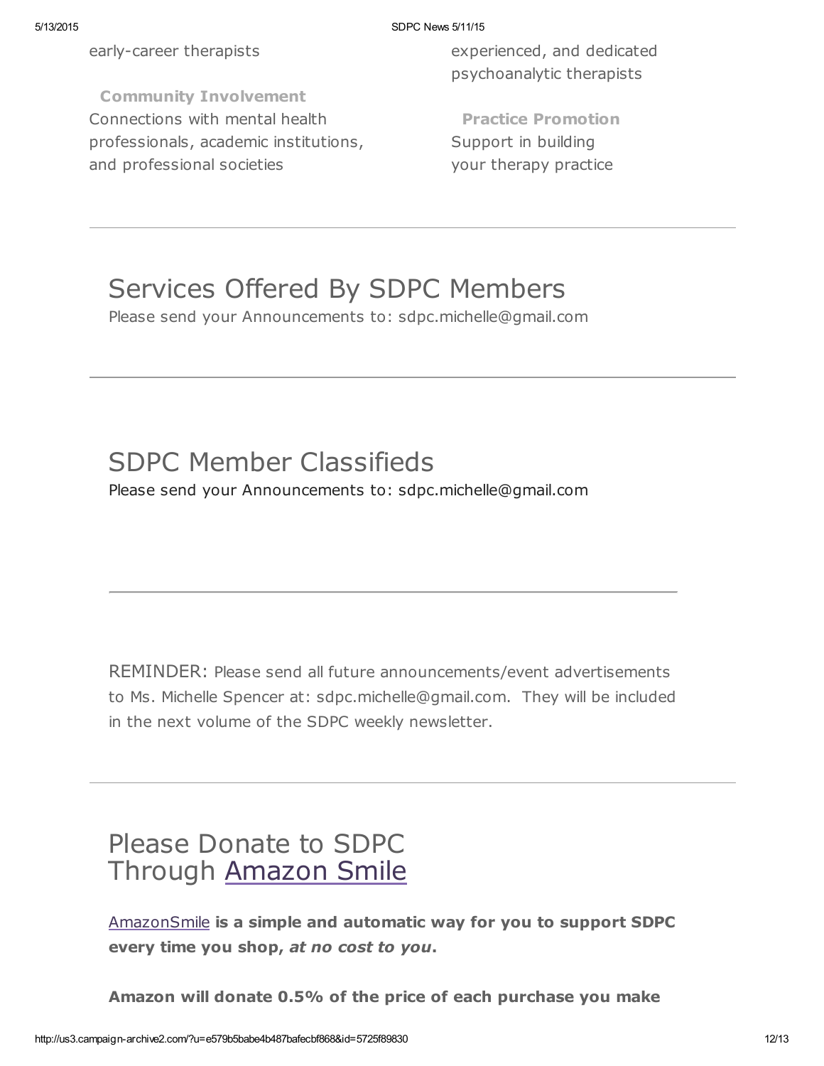early-career therapists

experienced, and dedicated psychoanalytic therapists

**Community Involvement**
Connections with mental health professionals, academic institutions, and professional societies

**Practice Promotion**
Support in building your therapy practice

---

# Services Offered By SDPC Members

Please send your Announcements to: sdpc.michelle@gmail.com

---

# SDPC Member Classifieds

Please send your Announcements to: sdpc.michelle@gmail.com

---

REMINDER: Please send all future announcements/event advertisements to Ms. Michelle Spencer at: sdpc.michelle@gmail.com. They will be included in the next volume of the SDPC weekly newsletter.

---

# Please Donate to SDPC Through Amazon Smile

AmazonSmile **is a simple and automatic way for you to support SDPC every time you shop, *at no cost to you*.**

**Amazon will donate 0.5% of the price of each purchase you make**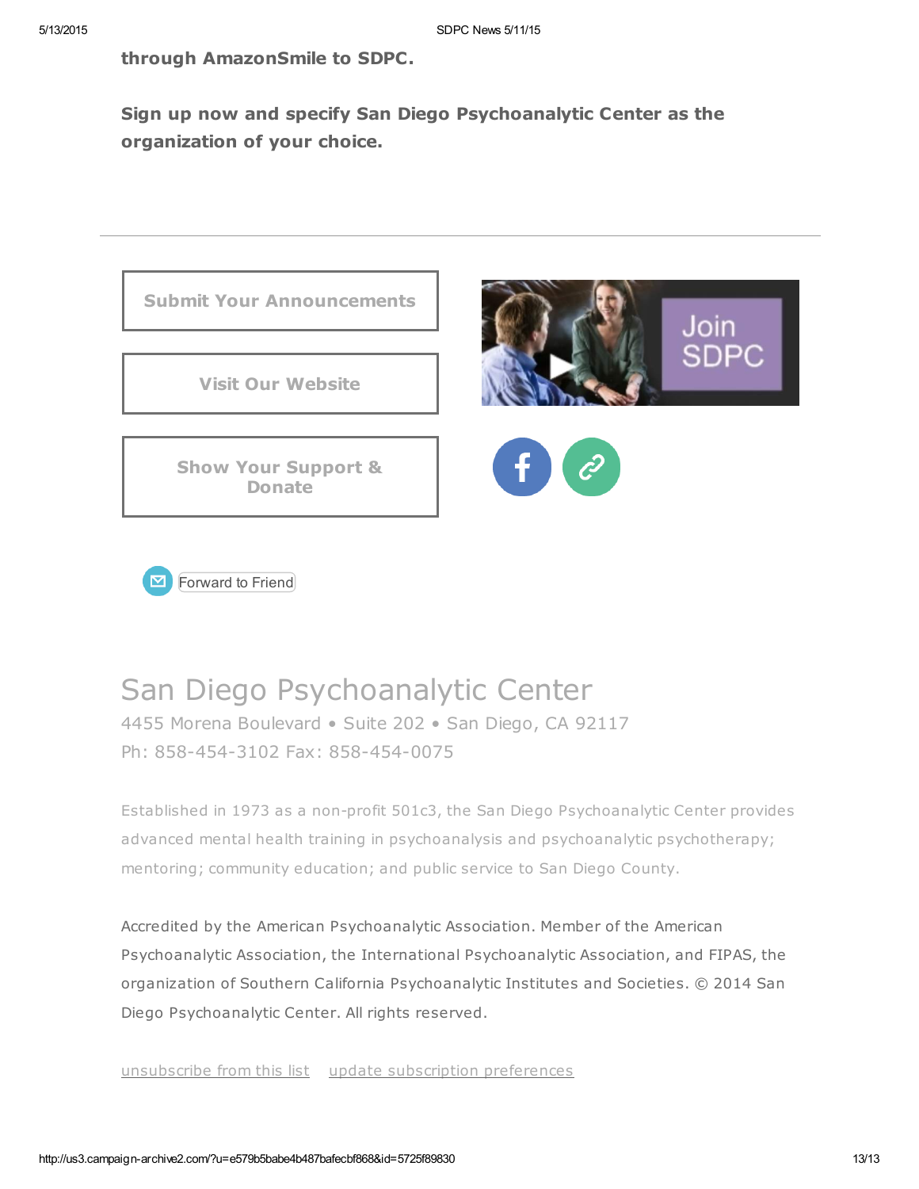**through AmazonSmile to SDPC.**

**Sign up now and specify San Diego Psychoanalytic Center as the organization of your choice.**

---

Submit Your Announcements

Visit Our Website

Show Your Support & Donate

Join SDPC

Forward to Friend

# San Diego Psychoanalytic Center

4455 Morena Boulevard • Suite 202 • San Diego, CA 92117
Ph: 858-454-3102 Fax: 858-454-0075

Established in 1973 as a non-profit 501c3, the San Diego Psychoanalytic Center provides advanced mental health training in psychoanalysis and psychoanalytic psychotherapy; mentoring; community education; and public service to San Diego County.

Accredited by the American Psychoanalytic Association. Member of the American Psychoanalytic Association, the International Psychoanalytic Association, and FIPAS, the organization of Southern California Psychoanalytic Institutes and Societies. © 2014 San Diego Psychoanalytic Center. All rights reserved.

unsubscribe from this list    update subscription preferences